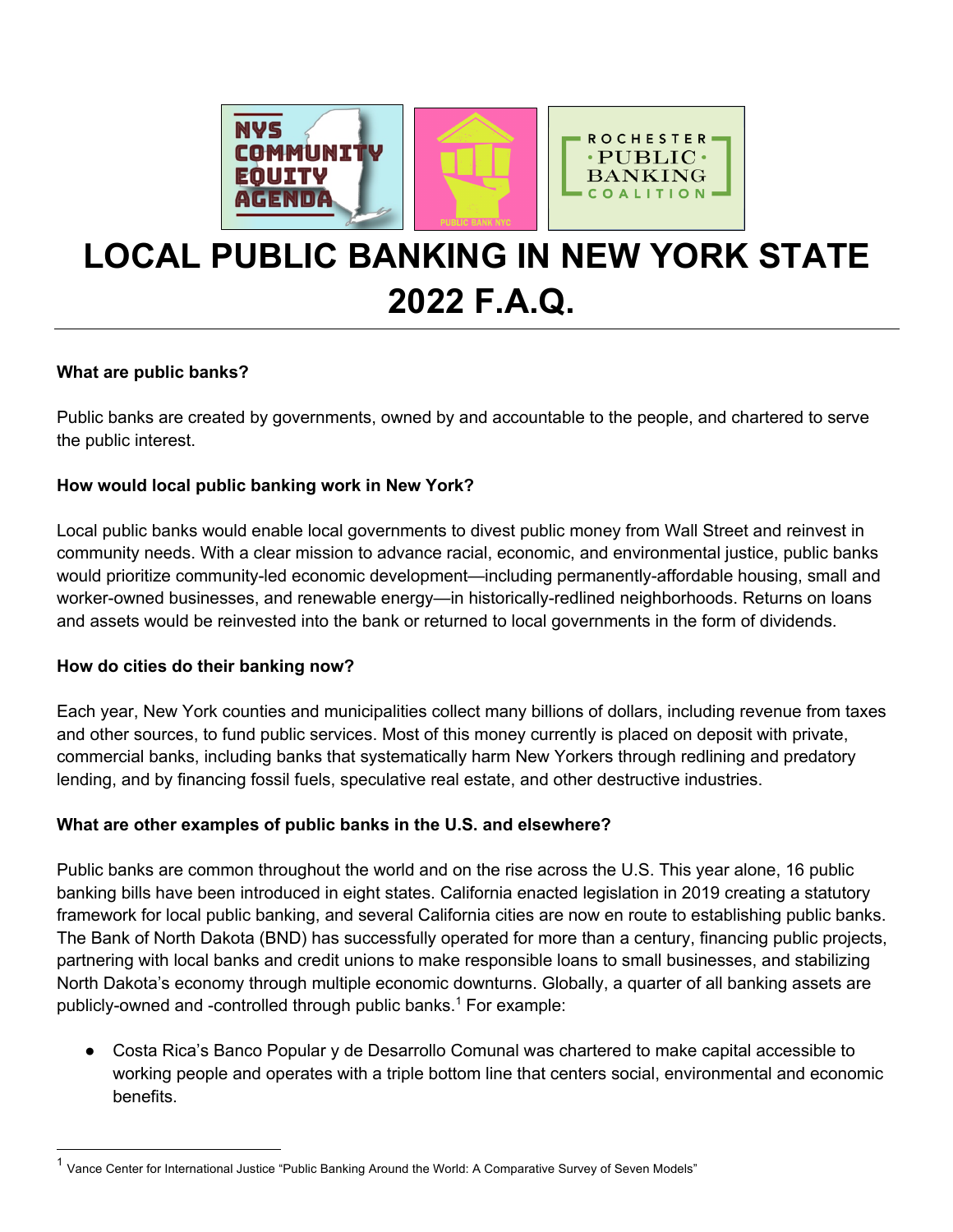# LOCAL PUBLIC BANKING IN NEW YORK STATE 2022 F.A.Q.

**What are public banks?**

Public banks are created by governments, owned by and accountable to the people, and chartered to serve the public interest.

**How would local public banking work in New York?**

Local public banks would enable local governments to divest public money from Wall Street and reinvest in community needs. With a clear mission to advance racial, economic, and environmental justice, public banks would prioritize community-led economic development—including permanently-affordable housing, small and worker-owned businesses, and renewable energy—in historically-redlined neighborhoods. Returns on loans and assets would be reinvested into the bank or returned to local governments in the form of dividends.

**How do cities do their banking now?**

Each year, New York counties and municipalities collect many billions of dollars, including revenue from taxes and other sources, to fund public services. Most of this money currently is placed on deposit with private, commercial banks, including banks that systematically harm New Yorkers through redlining and predatory lending, and by financing fossil fuels, speculative real estate, and other destructive industries.

**What are other examples of public banks in the U.S. and elsewhere?**

Public banks are common throughout the world and on the rise across the U.S. This year alone, 16 public banking bills have been introduced in eight states. California enacted legislation in 2019 creating a statutory framework for local public banking, and several California cities are now en route to establishing public banks. The Bank of North Dakota (BND) has successfully operated for more than a century, financing public projects, partnering with local banks and credit unions to make responsible loans to small businesses, and stabilizing North Dakota's economy through multiple economic downturns. Globally, a quarter of all banking assets are publicly-owned and -controlled through public banks.[1] For example:

- Costa Rica's Banco Popular y de Desarrollo Comunal was chartered to make capital accessible to working people and operates with a triple bottom line that centers social, environmental and economic benefits.

---

[1] Vance Center for International Justice "Public Banking Around the World: A Comparative Survey of Seven Models"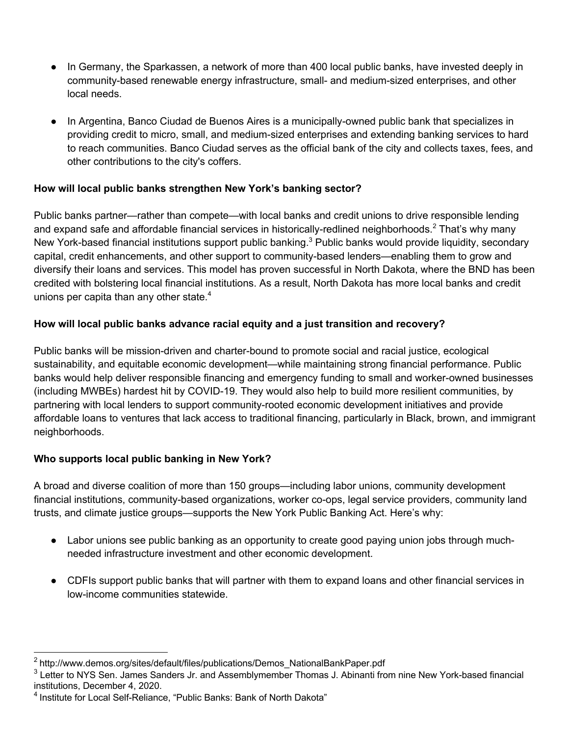- In Germany, the Sparkassen, a network of more than 400 local public banks, have invested deeply in community-based renewable energy infrastructure, small- and medium-sized enterprises, and other local needs.

- In Argentina, Banco Ciudad de Buenos Aires is a municipally-owned public bank that specializes in providing credit to micro, small, and medium-sized enterprises and extending banking services to hard to reach communities. Banco Ciudad serves as the official bank of the city and collects taxes, fees, and other contributions to the city's coffers.

**How will local public banks strengthen New York's banking sector?**

Public banks partner—rather than compete—with local banks and credit unions to drive responsible lending and expand safe and affordable financial services in historically-redlined neighborhoods.[2] That's why many New York-based financial institutions support public banking.[3] Public banks would provide liquidity, secondary capital, credit enhancements, and other support to community-based lenders—enabling them to grow and diversify their loans and services. This model has proven successful in North Dakota, where the BND has been credited with bolstering local financial institutions. As a result, North Dakota has more local banks and credit unions per capita than any other state.[4]

**How will local public banks advance racial equity and a just transition and recovery?**

Public banks will be mission-driven and charter-bound to promote social and racial justice, ecological sustainability, and equitable economic development—while maintaining strong financial performance. Public banks would help deliver responsible financing and emergency funding to small and worker-owned businesses (including MWBEs) hardest hit by COVID-19. They would also help to build more resilient communities, by partnering with local lenders to support community-rooted economic development initiatives and provide affordable loans to ventures that lack access to traditional financing, particularly in Black, brown, and immigrant neighborhoods.

**Who supports local public banking in New York?**

A broad and diverse coalition of more than 150 groups—including labor unions, community development financial institutions, community-based organizations, worker co-ops, legal service providers, community land trusts, and climate justice groups—supports the New York Public Banking Act. Here's why:

- Labor unions see public banking as an opportunity to create good paying union jobs through much-needed infrastructure investment and other economic development.

- CDFIs support public banks that will partner with them to expand loans and other financial services in low-income communities statewide.

---

[2] http://www.demos.org/sites/default/files/publications/Demos_NationalBankPaper.pdf

[3] Letter to NYS Sen. James Sanders Jr. and Assemblymember Thomas J. Abinanti from nine New York-based financial institutions, December 4, 2020.

[4] Institute for Local Self-Reliance, "Public Banks: Bank of North Dakota"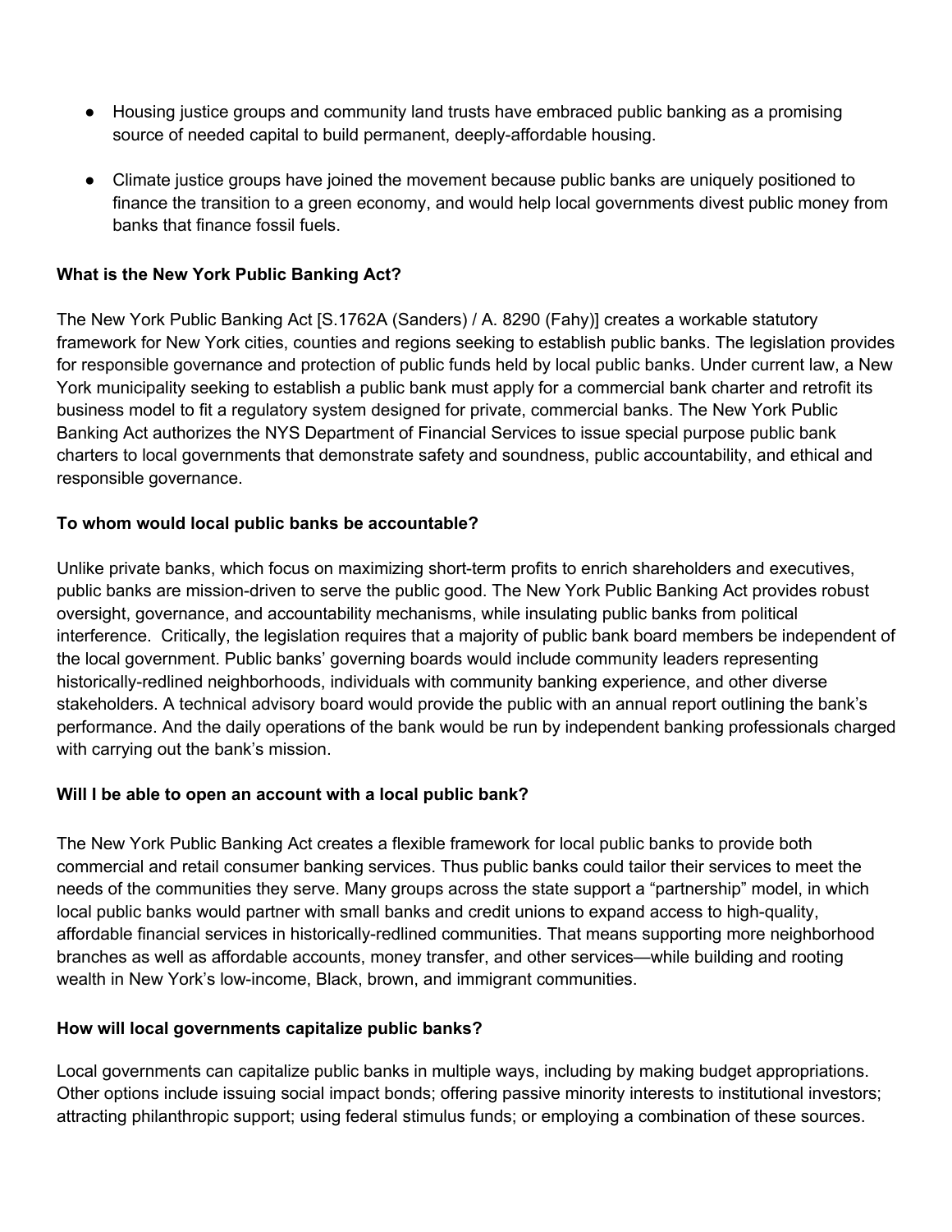- Housing justice groups and community land trusts have embraced public banking as a promising source of needed capital to build permanent, deeply-affordable housing.
- Climate justice groups have joined the movement because public banks are uniquely positioned to finance the transition to a green economy, and would help local governments divest public money from banks that finance fossil fuels.

**What is the New York Public Banking Act?**

The New York Public Banking Act [S.1762A (Sanders) / A. 8290 (Fahy)] creates a workable statutory framework for New York cities, counties and regions seeking to establish public banks. The legislation provides for responsible governance and protection of public funds held by local public banks. Under current law, a New York municipality seeking to establish a public bank must apply for a commercial bank charter and retrofit its business model to fit a regulatory system designed for private, commercial banks. The New York Public Banking Act authorizes the NYS Department of Financial Services to issue special purpose public bank charters to local governments that demonstrate safety and soundness, public accountability, and ethical and responsible governance.

**To whom would local public banks be accountable?**

Unlike private banks, which focus on maximizing short-term profits to enrich shareholders and executives, public banks are mission-driven to serve the public good. The New York Public Banking Act provides robust oversight, governance, and accountability mechanisms, while insulating public banks from political interference. Critically, the legislation requires that a majority of public bank board members be independent of the local government. Public banks' governing boards would include community leaders representing historically-redlined neighborhoods, individuals with community banking experience, and other diverse stakeholders. A technical advisory board would provide the public with an annual report outlining the bank's performance. And the daily operations of the bank would be run by independent banking professionals charged with carrying out the bank's mission.

**Will I be able to open an account with a local public bank?**

The New York Public Banking Act creates a flexible framework for local public banks to provide both commercial and retail consumer banking services. Thus public banks could tailor their services to meet the needs of the communities they serve. Many groups across the state support a "partnership" model, in which local public banks would partner with small banks and credit unions to expand access to high-quality, affordable financial services in historically-redlined communities. That means supporting more neighborhood branches as well as affordable accounts, money transfer, and other services—while building and rooting wealth in New York's low-income, Black, brown, and immigrant communities.

**How will local governments capitalize public banks?**

Local governments can capitalize public banks in multiple ways, including by making budget appropriations. Other options include issuing social impact bonds; offering passive minority interests to institutional investors; attracting philanthropic support; using federal stimulus funds; or employing a combination of these sources.